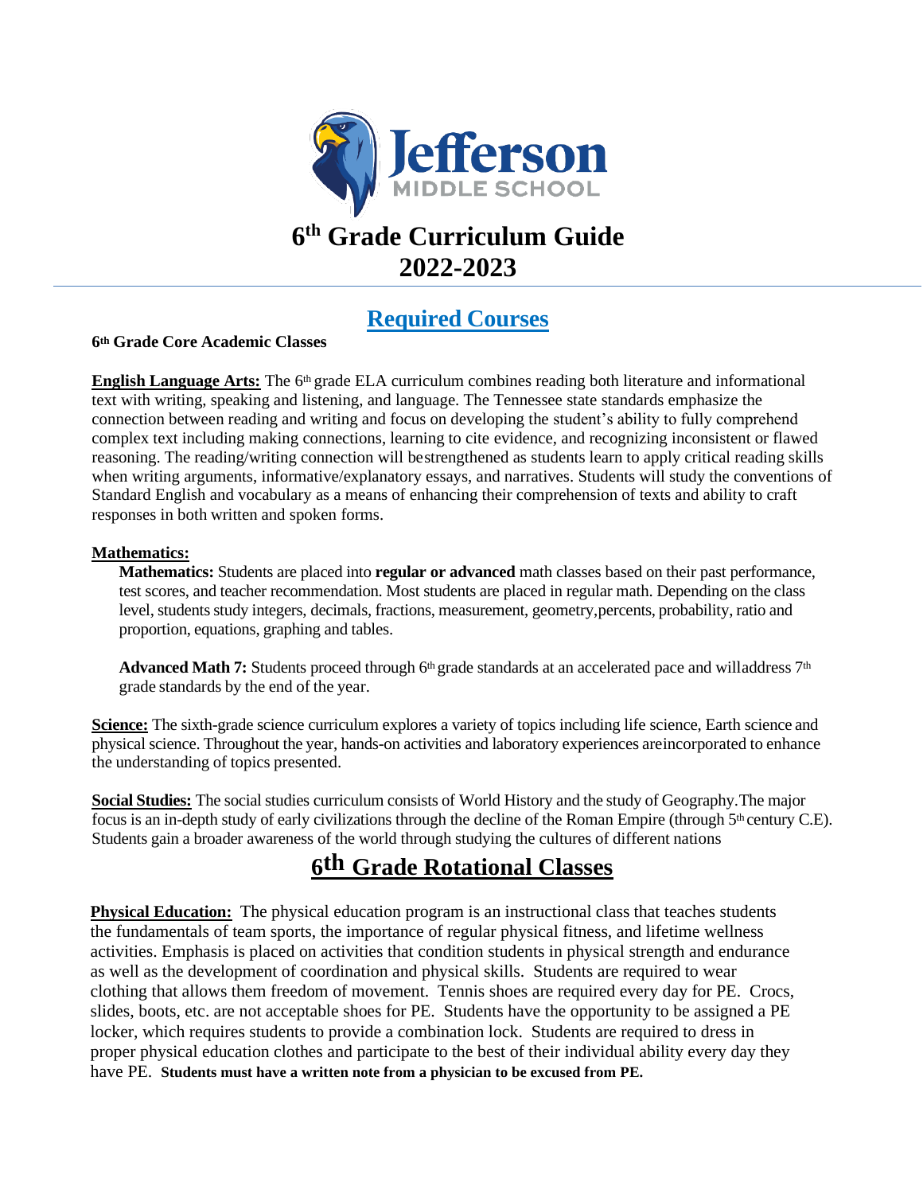# Jefferson MIDDLE SCHOOL

# 6th Grade Curriculum Guide 2022-2023

## Required Courses

**6th Grade Core Academic Classes**

**English Language Arts:** The 6th grade ELA curriculum combines reading both literature and informational text with writing, speaking and listening, and language. The Tennessee state standards emphasize the connection between reading and writing and focus on developing the student's ability to fully comprehend complex text including making connections, learning to cite evidence, and recognizing inconsistent or flawed reasoning. The reading/writing connection will bestrengthened as students learn to apply critical reading skills when writing arguments, informative/explanatory essays, and narratives. Students will study the conventions of Standard English and vocabulary as a means of enhancing their comprehension of texts and ability to craft responses in both written and spoken forms.

**Mathematics:**

**Mathematics:** Students are placed into **regular or advanced** math classes based on their past performance, test scores, and teacher recommendation. Most students are placed in regular math. Depending on the class level, students study integers, decimals, fractions, measurement, geometry,percents, probability, ratio and proportion, equations, graphing and tables.

**Advanced Math 7:** Students proceed through 6th grade standards at an accelerated pace and willaddress 7th grade standards by the end of the year.

**Science:** The sixth-grade science curriculum explores a variety of topics including life science, Earth science and physical science. Throughout the year, hands-on activities and laboratory experiences areincorporated to enhance the understanding of topics presented.

**Social Studies:** The social studies curriculum consists of World History and the study of Geography.The major focus is an in-depth study of early civilizations through the decline of the Roman Empire (through 5th century C.E). Students gain a broader awareness of the world through studying the cultures of different nations

## 6th Grade Rotational Classes

**Physical Education:** The physical education program is an instructional class that teaches students the fundamentals of team sports, the importance of regular physical fitness, and lifetime wellness activities. Emphasis is placed on activities that condition students in physical strength and endurance as well as the development of coordination and physical skills. Students are required to wear clothing that allows them freedom of movement. Tennis shoes are required every day for PE. Crocs, slides, boots, etc. are not acceptable shoes for PE. Students have the opportunity to be assigned a PE locker, which requires students to provide a combination lock. Students are required to dress in proper physical education clothes and participate to the best of their individual ability every day they have PE. **Students must have a written note from a physician to be excused from PE.**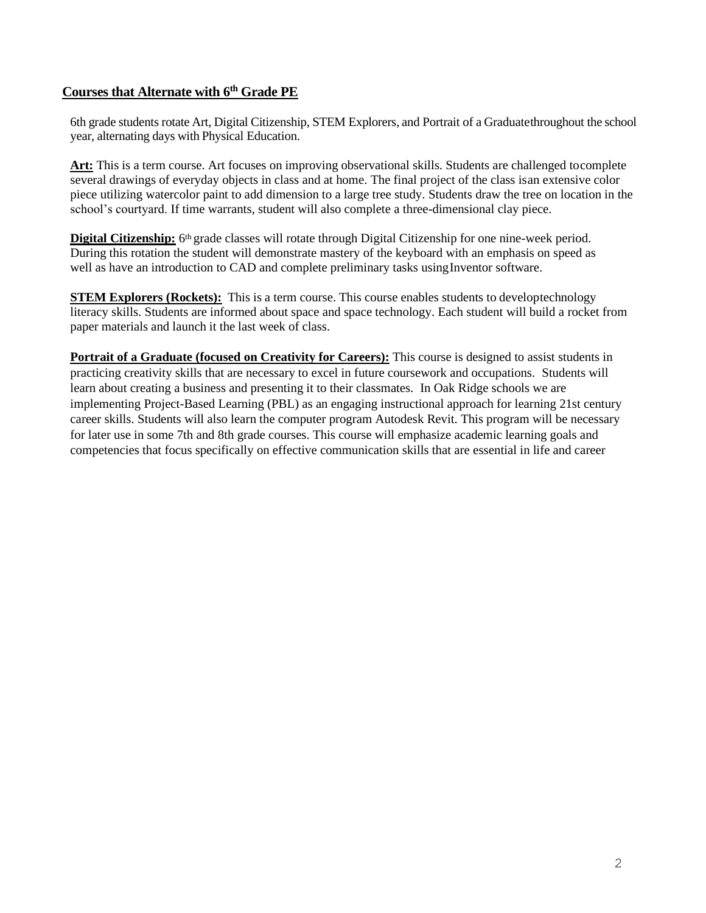## Courses that Alternate with 6th Grade PE

6th grade students rotate Art, Digital Citizenship, STEM Explorers, and Portrait of a Graduate throughout the school year, alternating days with Physical Education.

**Art:** This is a term course. Art focuses on improving observational skills. Students are challenged to complete several drawings of everyday objects in class and at home. The final project of the class is an extensive color piece utilizing watercolor paint to add dimension to a large tree study. Students draw the tree on location in the school's courtyard. If time warrants, student will also complete a three-dimensional clay piece.

**Digital Citizenship:** 6th grade classes will rotate through Digital Citizenship for one nine-week period. During this rotation the student will demonstrate mastery of the keyboard with an emphasis on speed as well as have an introduction to CAD and complete preliminary tasks using Inventor software.

**STEM Explorers (Rockets):** This is a term course. This course enables students to develop technology literacy skills. Students are informed about space and space technology. Each student will build a rocket from paper materials and launch it the last week of class.

**Portrait of a Graduate (focused on Creativity for Careers):** This course is designed to assist students in practicing creativity skills that are necessary to excel in future coursework and occupations. Students will learn about creating a business and presenting it to their classmates. In Oak Ridge schools we are implementing Project-Based Learning (PBL) as an engaging instructional approach for learning 21st century career skills. Students will also learn the computer program Autodesk Revit. This program will be necessary for later use in some 7th and 8th grade courses. This course will emphasize academic learning goals and competencies that focus specifically on effective communication skills that are essential in life and career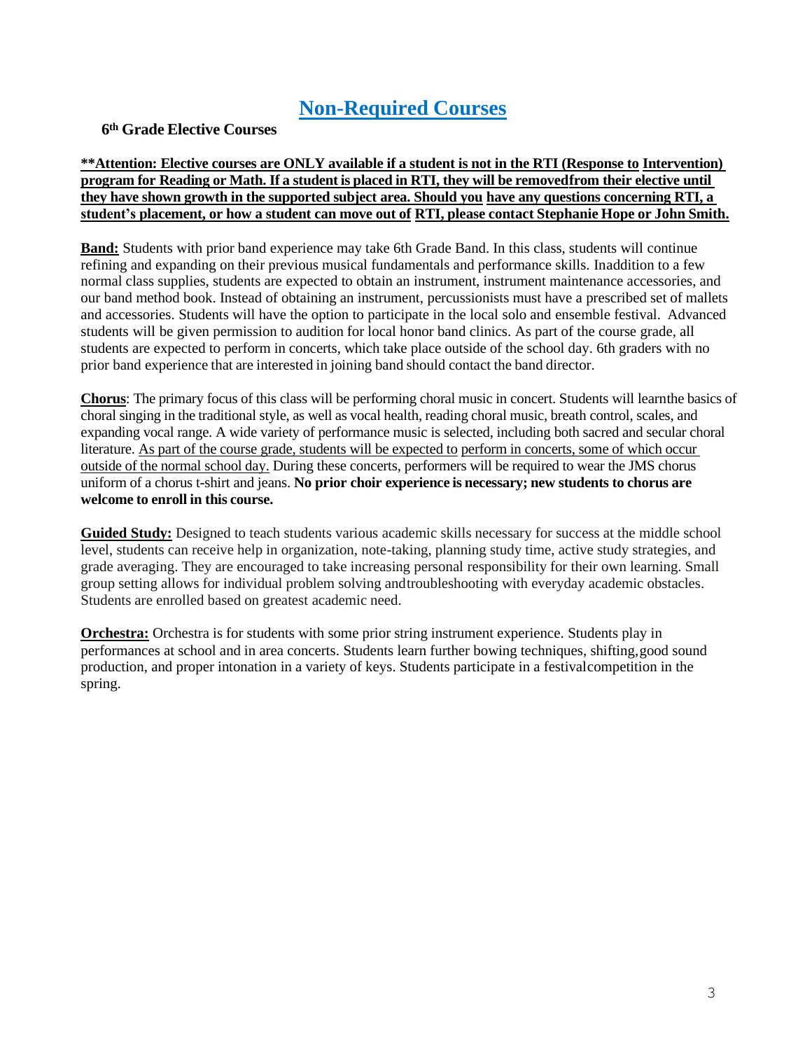# Non-Required Courses

### 6th Grade Elective Courses

**\*\*Attention: Elective courses are ONLY available if a student is not in the RTI (Response to Intervention) program for Reading or Math. If a student is placed in RTI, they will be removedfrom their elective until they have shown growth in the supported subject area. Should you have any questions concerning RTI, a student's placement, or how a student can move out of RTI, please contact Stephanie Hope or John Smith.**

**Band:** Students with prior band experience may take 6th Grade Band. In this class, students will continue refining and expanding on their previous musical fundamentals and performance skills. Inaddition to a few normal class supplies, students are expected to obtain an instrument, instrument maintenance accessories, and our band method book. Instead of obtaining an instrument, percussionists must have a prescribed set of mallets and accessories. Students will have the option to participate in the local solo and ensemble festival. Advanced students will be given permission to audition for local honor band clinics. As part of the course grade, all students are expected to perform in concerts, which take place outside of the school day. 6th graders with no prior band experience that are interested in joining band should contact the band director.

**Chorus**: The primary focus of this class will be performing choral music in concert. Students will learnthe basics of choral singing in the traditional style, as well as vocal health, reading choral music, breath control, scales, and expanding vocal range. A wide variety of performance music is selected, including both sacred and secular choral literature. As part of the course grade, students will be expected to perform in concerts, some of which occur outside of the normal school day. During these concerts, performers will be required to wear the JMS chorus uniform of a chorus t-shirt and jeans. **No prior choir experience is necessary; new students to chorus are welcome to enroll in this course.**

**Guided Study:** Designed to teach students various academic skills necessary for success at the middle school level, students can receive help in organization, note-taking, planning study time, active study strategies, and grade averaging. They are encouraged to take increasing personal responsibility for their own learning. Small group setting allows for individual problem solving andtroubleshooting with everyday academic obstacles. Students are enrolled based on greatest academic need.

**Orchestra:** Orchestra is for students with some prior string instrument experience. Students play in performances at school and in area concerts. Students learn further bowing techniques, shifting,good sound production, and proper intonation in a variety of keys. Students participate in a festivalcompetition in the spring.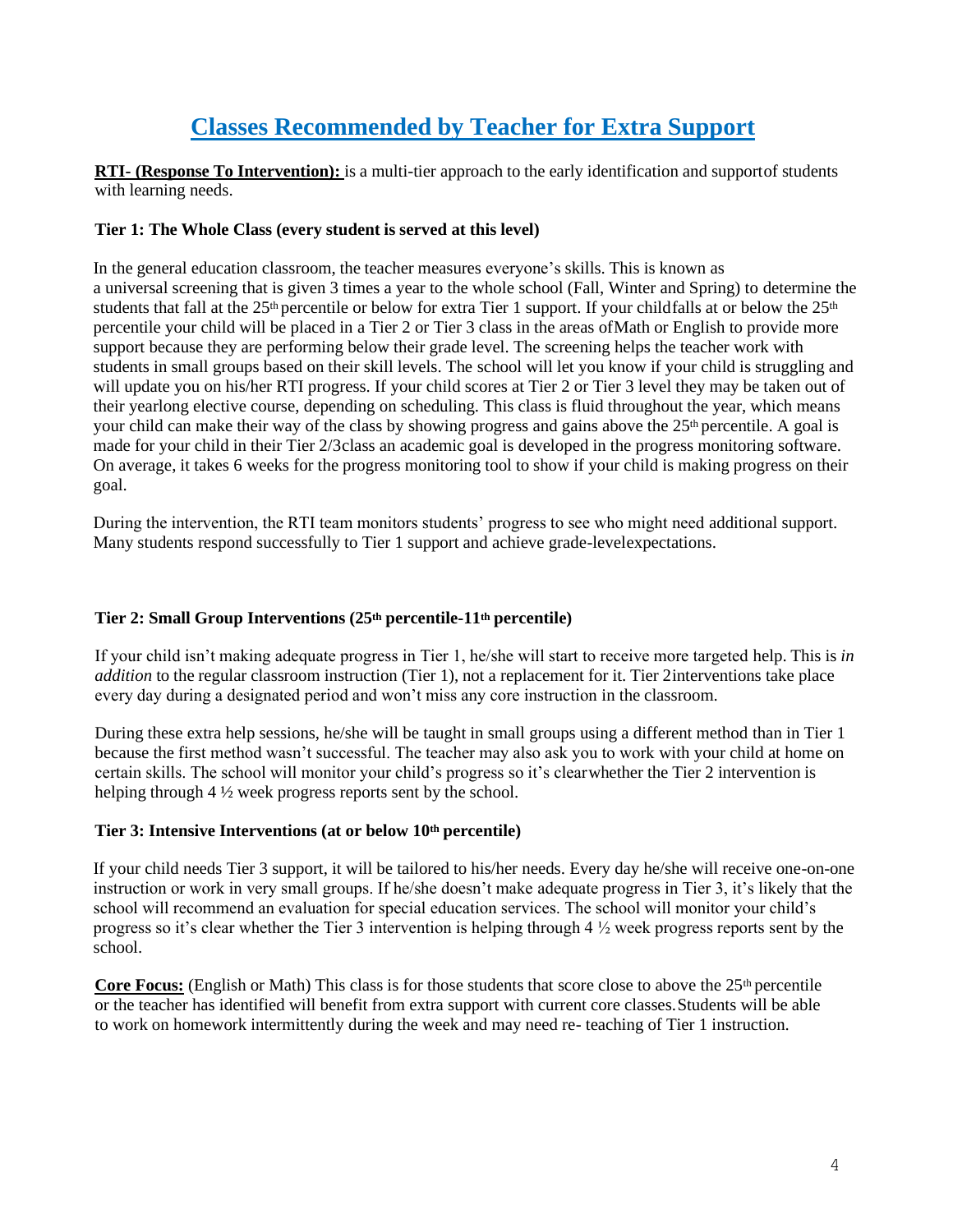# Classes Recommended by Teacher for Extra Support

**RTI- (Response To Intervention):** is a multi-tier approach to the early identification and supportof students with learning needs.

**Tier 1: The Whole Class (every student is served at this level)**

In the general education classroom, the teacher measures everyone's skills. This is known as a universal screening that is given 3 times a year to the whole school (Fall, Winter and Spring) to determine the students that fall at the 25th percentile or below for extra Tier 1 support. If your childfalls at or below the 25th percentile your child will be placed in a Tier 2 or Tier 3 class in the areas ofMath or English to provide more support because they are performing below their grade level. The screening helps the teacher work with students in small groups based on their skill levels. The school will let you know if your child is struggling and will update you on his/her RTI progress. If your child scores at Tier 2 or Tier 3 level they may be taken out of their yearlong elective course, depending on scheduling. This class is fluid throughout the year, which means your child can make their way of the class by showing progress and gains above the 25th percentile. A goal is made for your child in their Tier 2/3class an academic goal is developed in the progress monitoring software. On average, it takes 6 weeks for the progress monitoring tool to show if your child is making progress on their goal.

During the intervention, the RTI team monitors students' progress to see who might need additional support. Many students respond successfully to Tier 1 support and achieve grade-levelexpectations.

**Tier 2: Small Group Interventions (25th percentile-11th percentile)**

If your child isn't making adequate progress in Tier 1, he/she will start to receive more targeted help. This is *in addition* to the regular classroom instruction (Tier 1), not a replacement for it. Tier 2interventions take place every day during a designated period and won't miss any core instruction in the classroom.

During these extra help sessions, he/she will be taught in small groups using a different method than in Tier 1 because the first method wasn't successful. The teacher may also ask you to work with your child at home on certain skills. The school will monitor your child's progress so it's clearwhether the Tier 2 intervention is helping through 4 ½ week progress reports sent by the school.

**Tier 3: Intensive Interventions (at or below 10th percentile)**

If your child needs Tier 3 support, it will be tailored to his/her needs. Every day he/she will receive one-on-one instruction or work in very small groups. If he/she doesn't make adequate progress in Tier 3, it's likely that the school will recommend an evaluation for special education services. The school will monitor your child's progress so it's clear whether the Tier 3 intervention is helping through 4 ½ week progress reports sent by the school.

**Core Focus:** (English or Math) This class is for those students that score close to above the 25th percentile or the teacher has identified will benefit from extra support with current core classes.Students will be able to work on homework intermittently during the week and may need re- teaching of Tier 1 instruction.